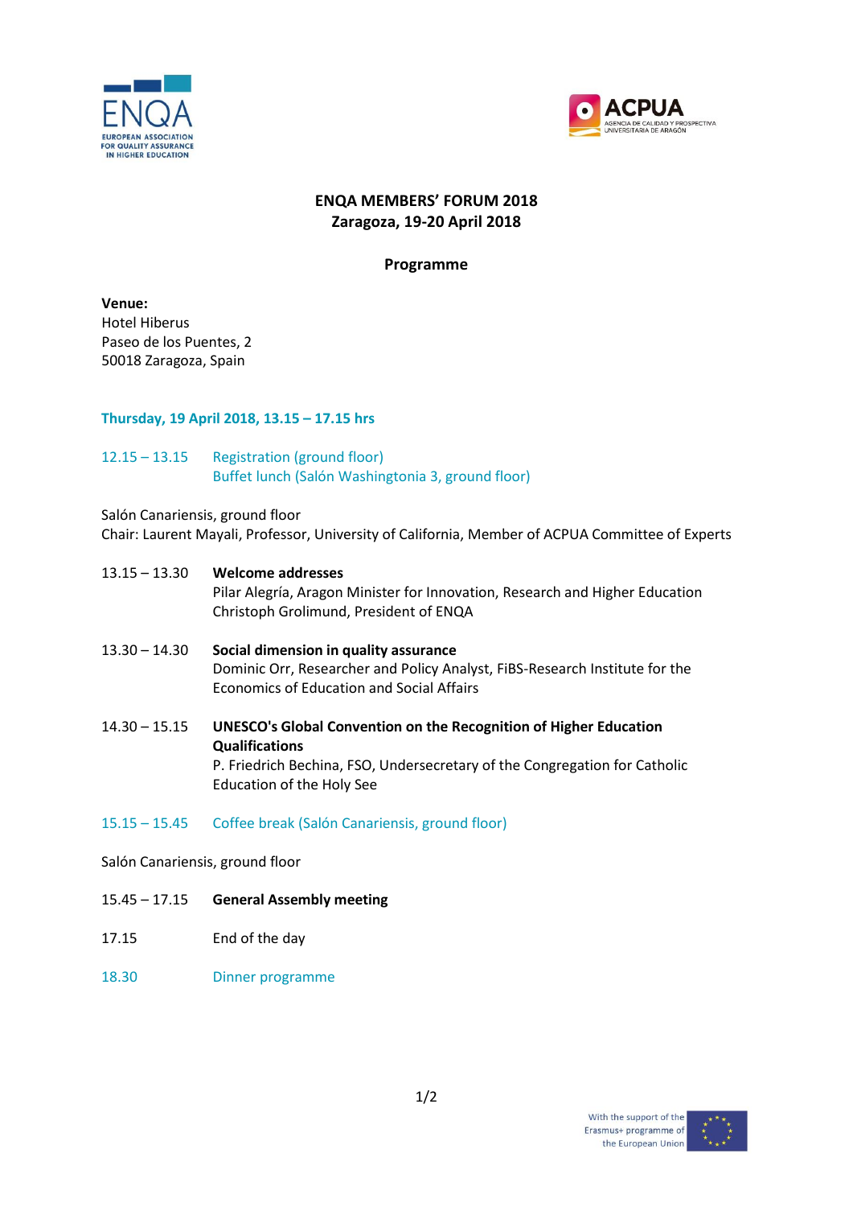# ENQA MEMBERS' FORUM 2018
## Zaragoza, 19-20 April 2018

### Programme

**Venue:**
Hotel Hiberus
Paseo de los Puentes, 2
50018 Zaragoza, Spain

### Thursday, 19 April 2018, 13.15 – 17.15 hrs

12.15 – 13.15 Registration (ground floor)
Buffet lunch (Salón Washingtonia 3, ground floor)

Salón Canariensis, ground floor
Chair: Laurent Mayali, Professor, University of California, Member of ACPUA Committee of Experts

13.15 – 13.30 **Welcome addresses**
Pilar Alegría, Aragon Minister for Innovation, Research and Higher Education
Christoph Grolimund, President of ENQA

13.30 – 14.30 **Social dimension in quality assurance**
Dominic Orr, Researcher and Policy Analyst, FiBS-Research Institute for the Economics of Education and Social Affairs

14.30 – 15.15 **UNESCO's Global Convention on the Recognition of Higher Education Qualifications**
P. Friedrich Bechina, FSO, Undersecretary of the Congregation for Catholic Education of the Holy See

15.15 – 15.45 Coffee break (Salón Canariensis, ground floor)

Salón Canariensis, ground floor

15.45 – 17.15 **General Assembly meeting**

17.15 End of the day

18.30 Dinner programme

With the support of the Erasmus+ programme of the European Union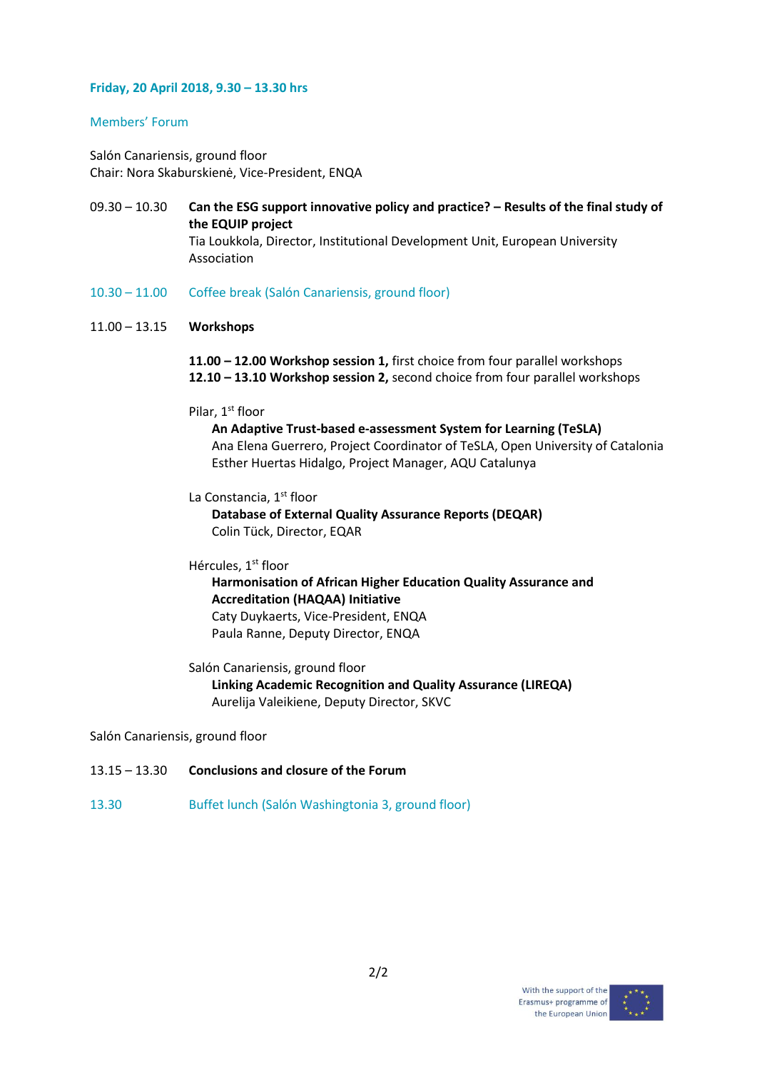**Friday, 20 April 2018, 9.30 – 13.30 hrs**

Members' Forum

Salón Canariensis, ground floor
Chair: Nora Skaburskienė, Vice-President, ENQA

09.30 – 10.30 **Can the ESG support innovative policy and practice? – Results of the final study of the EQUIP project**
Tia Loukkola, Director, Institutional Development Unit, European University Association

10.30 – 11.00 Coffee break (Salón Canariensis, ground floor)

11.00 – 13.15 **Workshops**

**11.00 – 12.00 Workshop session 1,** first choice from four parallel workshops
**12.10 – 13.10 Workshop session 2,** second choice from four parallel workshops

Pilar, 1st floor
**An Adaptive Trust-based e-assessment System for Learning (TeSLA)**
Ana Elena Guerrero, Project Coordinator of TeSLA, Open University of Catalonia
Esther Huertas Hidalgo, Project Manager, AQU Catalunya

La Constancia, 1st floor
**Database of External Quality Assurance Reports (DEQAR)**
Colin Tück, Director, EQAR

Hércules, 1st floor
**Harmonisation of African Higher Education Quality Assurance and Accreditation (HAQAA) Initiative**
Caty Duykaerts, Vice-President, ENQA
Paula Ranne, Deputy Director, ENQA

Salón Canariensis, ground floor
**Linking Academic Recognition and Quality Assurance (LIREQA)**
Aurelija Valeikiene, Deputy Director, SKVC

Salón Canariensis, ground floor

13.15 – 13.30 **Conclusions and closure of the Forum**

13.30 Buffet lunch (Salón Washingtonia 3, ground floor)

With the support of the Erasmus+ programme of the European Union